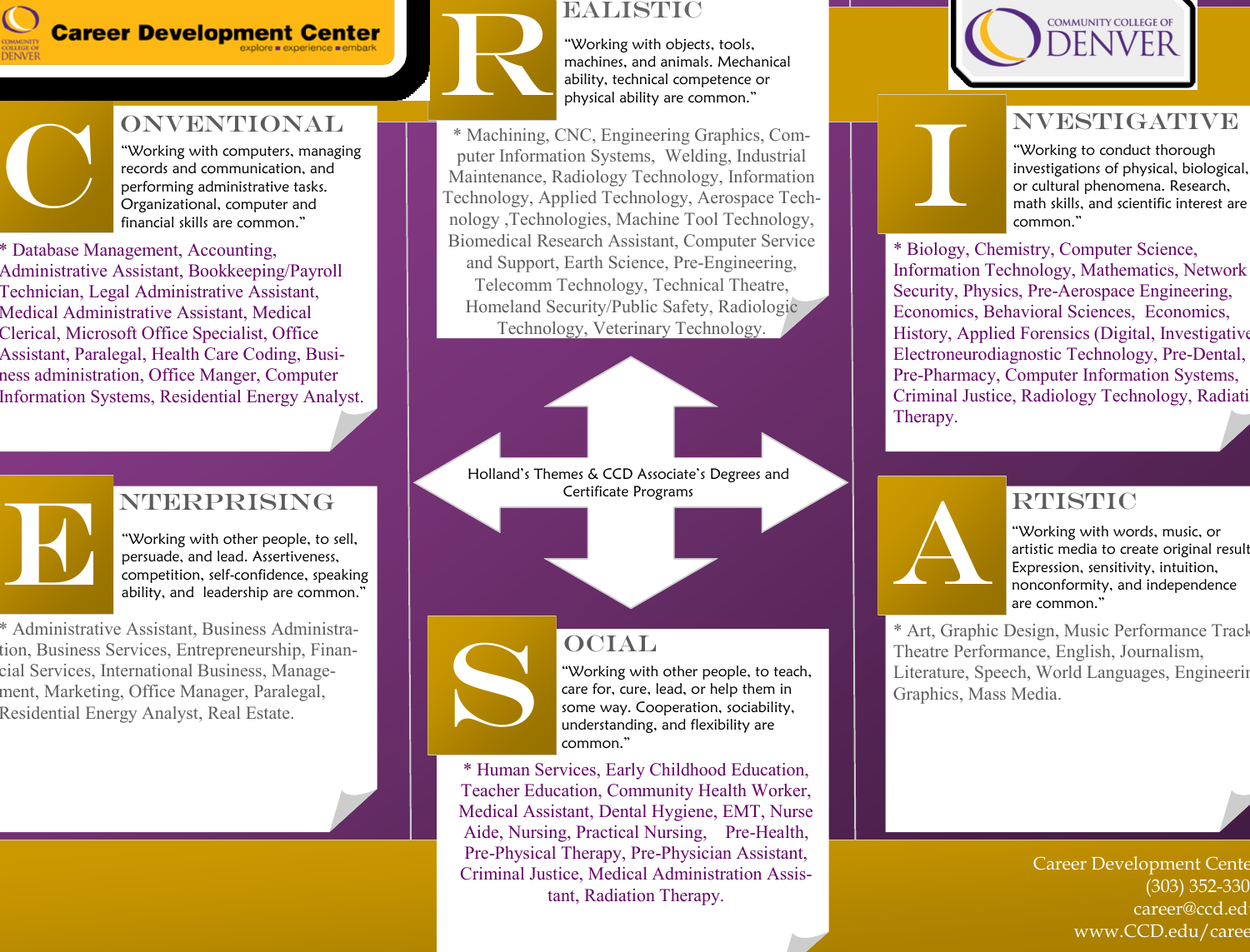# Career Development Center

explore ■ experience ■ embark

COMMUNITY COLLEGE OF DENVER

## Holland's Themes & CCD Associate's Degrees and Certificate Programs

## REALISTIC

"Working with objects, tools, machines, and animals. Mechanical ability, technical competence or physical ability are common."

* Machining, CNC, Engineering Graphics, Computer Information Systems, Welding, Industrial Maintenance, Radiology Technology, Information Technology, Applied Technology, Aerospace Technology ,Technologies, Machine Tool Technology, Biomedical Research Assistant, Computer Service and Support, Earth Science, Pre-Engineering, Telecomm Technology, Technical Theatre, Homeland Security/Public Safety, Radiologic Technology, Veterinary Technology.

## CONVENTIONAL

"Working with computers, managing records and communication, and performing administrative tasks. Organizational, computer and financial skills are common."

* Database Management, Accounting, Administrative Assistant, Bookkeeping/Payroll Technician, Legal Administrative Assistant, Medical Administrative Assistant, Medical Clerical, Microsoft Office Specialist, Office Assistant, Paralegal, Health Care Coding, Business administration, Office Manger, Computer Information Systems, Residential Energy Analyst.

## INVESTIGATIVE

"Working to conduct thorough investigations of physical, biological, or cultural phenomena. Research, math skills, and scientific interest are common."

* Biology, Chemistry, Computer Science, Information Technology, Mathematics, Network Security, Physics, Pre-Aerospace Engineering, Economics, Behavioral Sciences, Economics, History, Applied Forensics (Digital, Investigative Electroneurodiagnostic Technology, Pre-Dental, Pre-Pharmacy, Computer Information Systems, Criminal Justice, Radiology Technology, Radiati Therapy.

## ENTERPRISING

"Working with other people, to sell, persuade, and lead. Assertiveness, competition, self-confidence, speaking ability, and leadership are common."

* Administrative Assistant, Business Administration, Business Services, Entrepreneurship, Financial Services, International Business, Management, Marketing, Office Manager, Paralegal, Residential Energy Analyst, Real Estate.

## ARTISTIC

"Working with words, music, or artistic media to create original result Expression, sensitivity, intuition, nonconformity, and independence are common."

* Art, Graphic Design, Music Performance Track Theatre Performance, English, Journalism, Literature, Speech, World Languages, Engineerin Graphics, Mass Media.

## SOCIAL

"Working with other people, to teach, care for, cure, lead, or help them in some way. Cooperation, sociability, understanding, and flexibility are common."

* Human Services, Early Childhood Education, Teacher Education, Community Health Worker, Medical Assistant, Dental Hygiene, EMT, Nurse Aide, Nursing, Practical Nursing, Pre-Health, Pre-Physical Therapy, Pre-Physician Assistant, Criminal Justice, Medical Administration Assistant, Radiation Therapy.

Career Development Cente
(303) 352-330
career@ccd.ed
www.CCD.edu/caree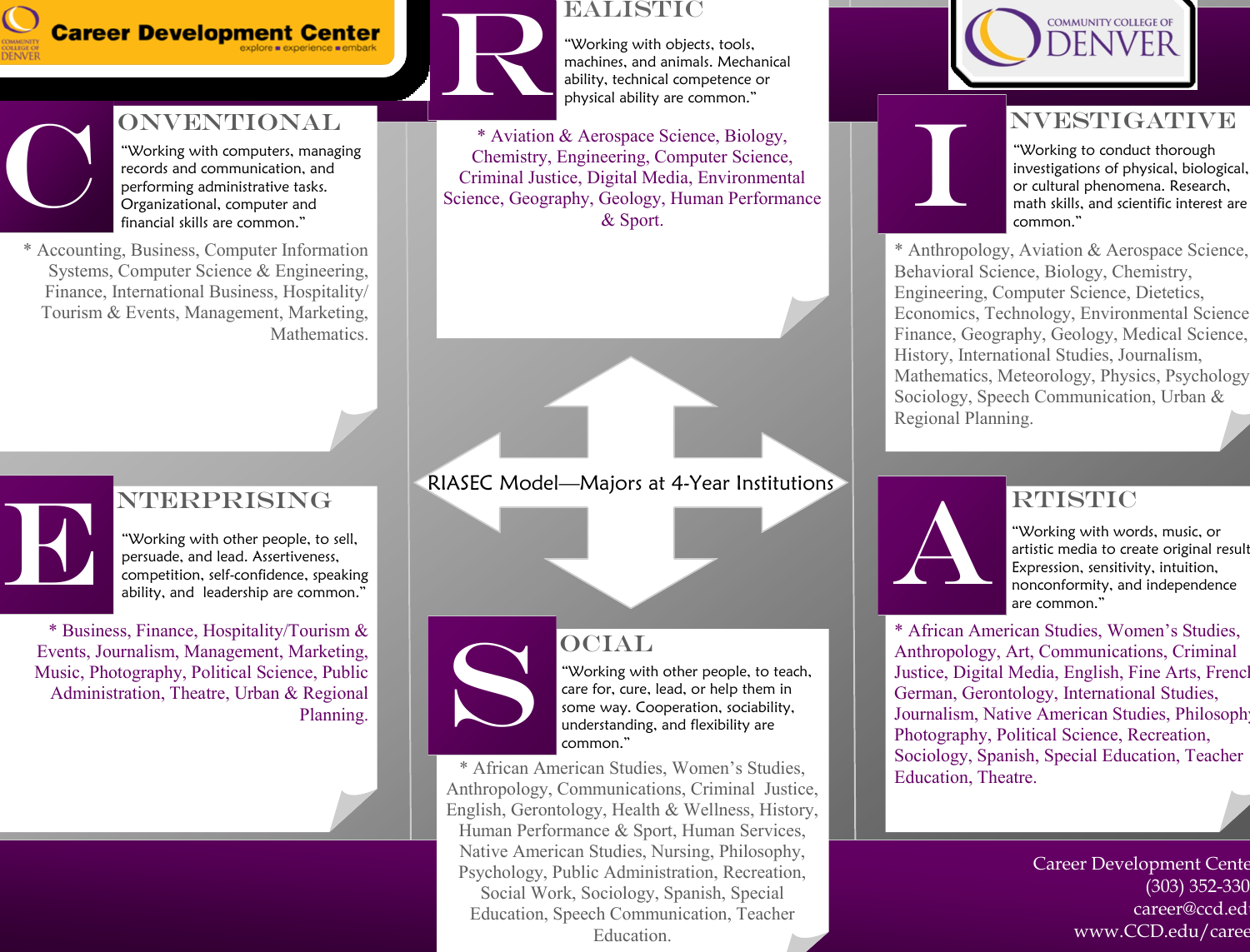Career Development Center
explore ■ experience ■ embark

COMMUNITY COLLEGE OF DENVER

# RIASEC Model—Majors at 4-Year Institutions

## REALISTIC

"Working with objects, tools, machines, and animals. Mechanical ability, technical competence or physical ability are common."

* Aviation & Aerospace Science, Biology, Chemistry, Engineering, Computer Science, Criminal Justice, Digital Media, Environmental Science, Geography, Geology, Human Performance & Sport.

## INVESTIGATIVE

"Working to conduct thorough investigations of physical, biological, or cultural phenomena. Research, math skills, and scientific interest are common."

* Anthropology, Aviation & Aerospace Science, Behavioral Science, Biology, Chemistry, Engineering, Computer Science, Dietetics, Economics, Technology, Environmental Science Finance, Geography, Geology, Medical Science, History, International Studies, Journalism, Mathematics, Meteorology, Physics, Psychology Sociology, Speech Communication, Urban & Regional Planning.

## ARTISTIC

"Working with words, music, or artistic media to create original result Expression, sensitivity, intuition, nonconformity, and independence are common."

* African American Studies, Women's Studies, Anthropology, Art, Communications, Criminal Justice, Digital Media, English, Fine Arts, Frencl German, Gerontology, International Studies, Journalism, Native American Studies, Philosoph Photography, Political Science, Recreation, Sociology, Spanish, Special Education, Teacher Education, Theatre.

## SOCIAL

"Working with other people, to teach, care for, cure, lead, or help them in some way. Cooperation, sociability, understanding, and flexibility are common."

* African American Studies, Women's Studies, Anthropology, Communications, Criminal Justice, English, Gerontology, Health & Wellness, History, Human Performance & Sport, Human Services, Native American Studies, Nursing, Philosophy, Psychology, Public Administration, Recreation, Social Work, Sociology, Spanish, Special Education, Speech Communication, Teacher Education.

## ENTERPRISING

"Working with other people, to sell, persuade, and lead. Assertiveness, competition, self-confidence, speaking ability, and leadership are common."

* Business, Finance, Hospitality/Tourism & Events, Journalism, Management, Marketing, Music, Photography, Political Science, Public Administration, Theatre, Urban & Regional Planning.

## CONVENTIONAL

"Working with computers, managing records and communication, and performing administrative tasks. Organizational, computer and financial skills are common."

* Accounting, Business, Computer Information Systems, Computer Science & Engineering, Finance, International Business, Hospitality/ Tourism & Events, Management, Marketing, Mathematics.

Career Development Cente
(303) 352-330
career@ccd.ed
www.CCD.edu/caree